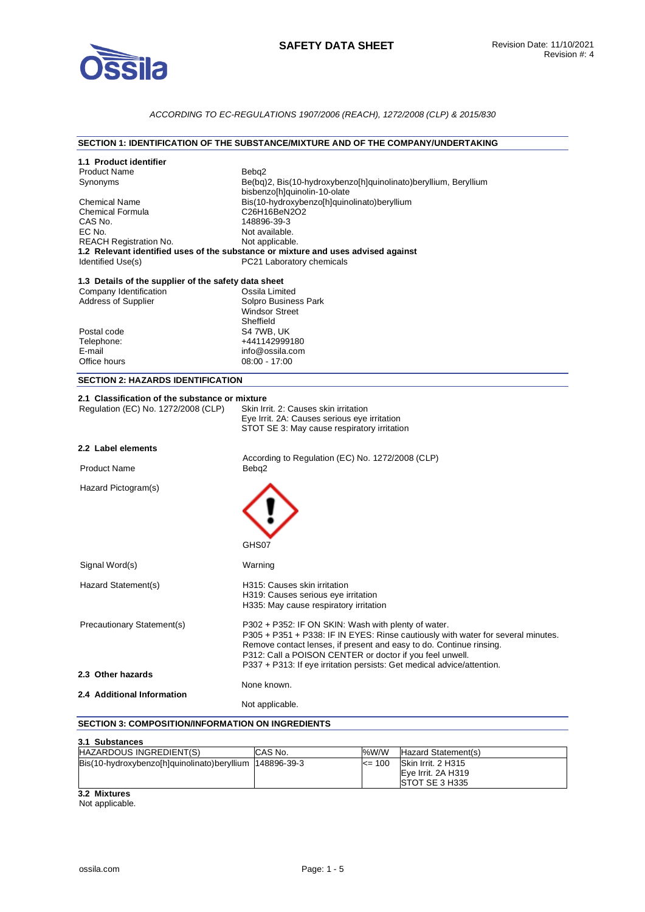# SAFETY DATA SHEET

Revision Date: 11/10/2021
Revision #: 4

*ACCORDING TO EC-REGULATIONS 1907/2006 (REACH), 1272/2008 (CLP) & 2015/830*

## SECTION 1: IDENTIFICATION OF THE SUBSTANCE/MIXTURE AND OF THE COMPANY/UNDERTAKING

### 1.1 Product identifier

| | |
|---|---|
| Product Name | Bebq2 |
| Synonyms | Be(bq)2, Bis(10-hydroxybenzo[h]quinolinato)beryllium, Beryllium bisbenzo[h]quinolin-10-olate |
| Chemical Name | Bis(10-hydroxybenzo[h]quinolinato)beryllium |
| Chemical Formula | $C_{26}H_{16}BeN_2O_2$ |
| CAS No. | 148896-39-3 |
| EC No. | Not available. |
| REACH Registration No. | Not applicable. |

### 1.2 Relevant identified uses of the substance or mixture and uses advised against

| | |
|---|---|
| Identified Use(s) | PC21 Laboratory chemicals |

### 1.3 Details of the supplier of the safety data sheet

| | |
|---|---|
| Company Identification | Ossila Limited |
| Address of Supplier | Solpro Business Park<br>Windsor Street<br>Sheffield |
| Postal code | S4 7WB, UK |
| Telephone: | +441142999180 |
| E-mail | info@ossila.com |
| Office hours | 08:00 - 17:00 |

## SECTION 2: HAZARDS IDENTIFICATION

### 2.1 Classification of the substance or mixture

| | |
|---|---|
| Regulation (EC) No. 1272/2008 (CLP) | Skin Irrit. 2: Causes skin irritation<br>Eye Irrit. 2A: Causes serious eye irritation<br>STOT SE 3: May cause respiratory irritation |

### 2.2 Label elements

According to Regulation (EC) No. 1272/2008 (CLP)

| | |
|---|---|
| Product Name | Bebq2 |
| Hazard Pictogram(s) | GHS07 |
| Signal Word(s) | Warning |
| Hazard Statement(s) | H315: Causes skin irritation<br>H319: Causes serious eye irritation<br>H335: May cause respiratory irritation |
| Precautionary Statement(s) | P302 + P352: IF ON SKIN: Wash with plenty of water.<br>P305 + P351 + P338: IF IN EYES: Rinse cautiously with water for several minutes. Remove contact lenses, if present and easy to do. Continue rinsing.<br>P312: Call a POISON CENTER or doctor if you feel unwell.<br>P337 + P313: If eye irritation persists: Get medical advice/attention. |

### 2.3 Other hazards

None known.

### 2.4 Additional Information

Not applicable.

## SECTION 3: COMPOSITION/INFORMATION ON INGREDIENTS

### 3.1 Substances

| HAZARDOUS INGREDIENT(S) | CAS No. | %W/W | Hazard Statement(s) |
|---|---|---|---|
| Bis(10-hydroxybenzo[h]quinolinato)beryllium | 148896-39-3 | <= 100 | Skin Irrit. 2 H315<br>Eye Irrit. 2A H319<br>STOT SE 3 H335 |

### 3.2 Mixtures

Not applicable.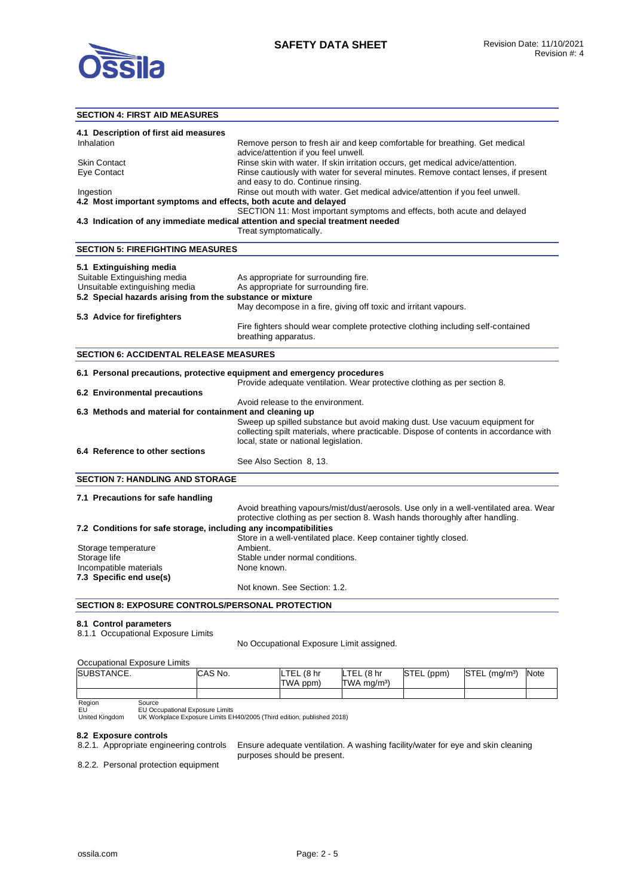## SECTION 4: FIRST AID MEASURES

### 4.1 Description of first aid measures

| | |
|---|---|
| Inhalation | Remove person to fresh air and keep comfortable for breathing. Get medical advice/attention if you feel unwell. |
| Skin Contact | Rinse skin with water. If skin irritation occurs, get medical advice/attention. |
| Eye Contact | Rinse cautiously with water for several minutes. Remove contact lenses, if present and easy to do. Continue rinsing. |
| Ingestion | Rinse out mouth with water. Get medical advice/attention if you feel unwell. |

### 4.2 Most important symptoms and effects, both acute and delayed

SECTION 11: Most important symptoms and effects, both acute and delayed

### 4.3 Indication of any immediate medical attention and special treatment needed

Treat symptomatically.

## SECTION 5: FIREFIGHTING MEASURES

### 5.1 Extinguishing media

| | |
|---|---|
| Suitable Extinguishing media | As appropriate for surrounding fire. |
| Unsuitable extinguishing media | As appropriate for surrounding fire. |

### 5.2 Special hazards arising from the substance or mixture

May decompose in a fire, giving off toxic and irritant vapours.

### 5.3 Advice for firefighters

Fire fighters should wear complete protective clothing including self-contained breathing apparatus.

## SECTION 6: ACCIDENTAL RELEASE MEASURES

### 6.1 Personal precautions, protective equipment and emergency procedures

Provide adequate ventilation. Wear protective clothing as per section 8.

### 6.2 Environmental precautions

Avoid release to the environment.

### 6.3 Methods and material for containment and cleaning up

Sweep up spilled substance but avoid making dust. Use vacuum equipment for collecting spilt materials, where practicable. Dispose of contents in accordance with local, state or national legislation.

### 6.4 Reference to other sections

See Also Section 8, 13.

## SECTION 7: HANDLING AND STORAGE

### 7.1 Precautions for safe handling

Avoid breathing vapours/mist/dust/aerosols. Use only in a well-ventilated area. Wear protective clothing as per section 8. Wash hands thoroughly after handling.

### 7.2 Conditions for safe storage, including any incompatibilities

Store in a well-ventilated place. Keep container tightly closed.

| | |
|---|---|
| Storage temperature | Ambient. |
| Storage life | Stable under normal conditions. |
| Incompatible materials | None known. |

### 7.3 Specific end use(s)

Not known. See Section: 1.2.

## SECTION 8: EXPOSURE CONTROLS/PERSONAL PROTECTION

### 8.1 Control parameters

8.1.1 Occupational Exposure Limits

No Occupational Exposure Limit assigned.

Occupational Exposure Limits

| SUBSTANCE. | CAS No. | LTEL (8 hr TWA ppm) | LTEL (8 hr TWA mg/m³) | STEL (ppm) | STEL (mg/m³) | Note |
|---|---|---|---|---|---|---|
| | | | | | | |

| Region | Source |
|---|---|
| EU | EU Occupational Exposure Limits |
| United Kingdom | UK Workplace Exposure Limits EH40/2005 (Third edition, published 2018) |

### 8.2 Exposure controls

8.2.1. Appropriate engineering controls: Ensure adequate ventilation. A washing facility/water for eye and skin cleaning purposes should be present.

8.2.2. Personal protection equipment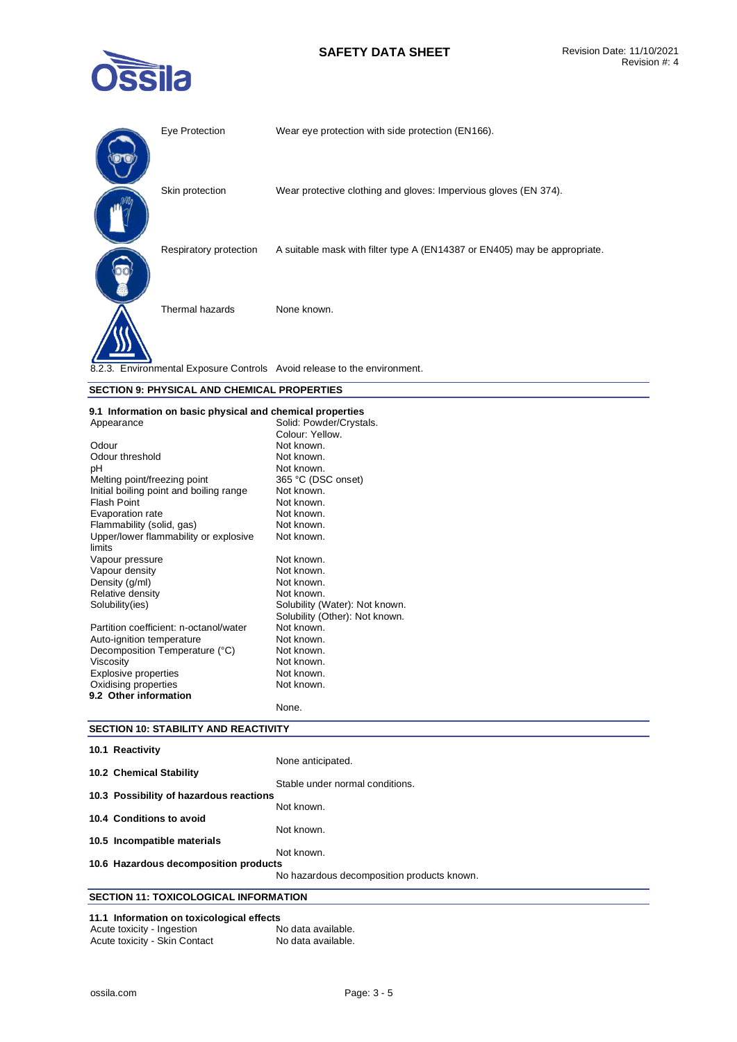| | |
|---|---|
| Eye Protection | Wear eye protection with side protection (EN166). |
| Skin protection | Wear protective clothing and gloves: Impervious gloves (EN 374). |
| Respiratory protection | A suitable mask with filter type A (EN14387 or EN405) may be appropriate. |
| Thermal hazards | None known. |

8.2.3. Environmental Exposure Controls Avoid release to the environment.

## SECTION 9: PHYSICAL AND CHEMICAL PROPERTIES

### 9.1 Information on basic physical and chemical properties

| | |
|---|---|
| Appearance | Solid: Powder/Crystals. Colour: Yellow. |
| Odour | Not known. |
| Odour threshold | Not known. |
| pH | Not known. |
| Melting point/freezing point | 365 °C (DSC onset) |
| Initial boiling point and boiling range | Not known. |
| Flash Point | Not known. |
| Evaporation rate | Not known. |
| Flammability (solid, gas) | Not known. |
| Upper/lower flammability or explosive limits | Not known. |
| Vapour pressure | Not known. |
| Vapour density | Not known. |
| Density (g/ml) | Not known. |
| Relative density | Not known. |
| Solubility(ies) | Solubility (Water): Not known. Solubility (Other): Not known. |
| Partition coefficient: n-octanol/water | Not known. |
| Auto-ignition temperature | Not known. |
| Decomposition Temperature (°C) | Not known. |
| Viscosity | Not known. |
| Explosive properties | Not known. |
| Oxidising properties | Not known. |

### 9.2 Other information

None.

## SECTION 10: STABILITY AND REACTIVITY

**10.1 Reactivity**

None anticipated.

**10.2 Chemical Stability**

Stable under normal conditions.

**10.3 Possibility of hazardous reactions**

Not known.

**10.4 Conditions to avoid**

Not known.

**10.5 Incompatible materials**

Not known.

**10.6 Hazardous decomposition products**

No hazardous decomposition products known.

## SECTION 11: TOXICOLOGICAL INFORMATION

### 11.1 Information on toxicological effects

| | |
|---|---|
| Acute toxicity - Ingestion | No data available. |
| Acute toxicity - Skin Contact | No data available. |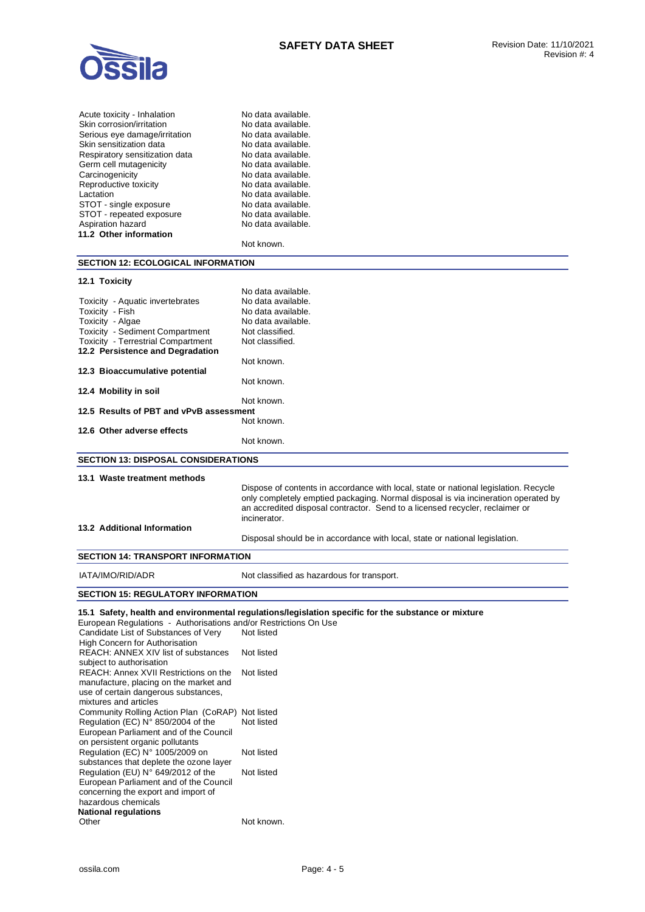| | |
|---|---|
| Acute toxicity - Inhalation | No data available. |
| Skin corrosion/irritation | No data available. |
| Serious eye damage/irritation | No data available. |
| Skin sensitization data | No data available. |
| Respiratory sensitization data | No data available. |
| Germ cell mutagenicity | No data available. |
| Carcinogenicity | No data available. |
| Reproductive toxicity | No data available. |
| Lactation | No data available. |
| STOT - single exposure | No data available. |
| STOT - repeated exposure | No data available. |
| Aspiration hazard | No data available. |

**11.2 Other information**

Not known.

## SECTION 12: ECOLOGICAL INFORMATION

**12.1 Toxicity**

| | |
|---|---|
| | No data available. |
| Toxicity - Aquatic invertebrates | No data available. |
| Toxicity - Fish | No data available. |
| Toxicity - Algae | No data available. |
| Toxicity - Sediment Compartment | Not classified. |
| Toxicity - Terrestrial Compartment | Not classified. |

**12.2 Persistence and Degradation**

Not known.

**12.3 Bioaccumulative potential**

Not known.

**12.4 Mobility in soil**

Not known.

**12.5 Results of PBT and vPvB assessment**

Not known.

**12.6 Other adverse effects**

Not known.

## SECTION 13: DISPOSAL CONSIDERATIONS

**13.1 Waste treatment methods**

Dispose of contents in accordance with local, state or national legislation. Recycle only completely emptied packaging. Normal disposal is via incineration operated by an accredited disposal contractor. Send to a licensed recycler, reclaimer or incinerator.

**13.2 Additional Information**

Disposal should be in accordance with local, state or national legislation.

## SECTION 14: TRANSPORT INFORMATION

| | |
|---|---|
| IATA/IMO/RID/ADR | Not classified as hazardous for transport. |

## SECTION 15: REGULATORY INFORMATION

**15.1 Safety, health and environmental regulations/legislation specific for the substance or mixture**

European Regulations - Authorisations and/or Restrictions On Use

| | |
|---|---|
| Candidate List of Substances of Very High Concern for Authorisation | Not listed |
| REACH: ANNEX XIV list of substances subject to authorisation | Not listed |
| REACH: Annex XVII Restrictions on the manufacture, placing on the market and use of certain dangerous substances, mixtures and articles | Not listed |
| Community Rolling Action Plan (CoRAP) | Not listed |
| Regulation (EC) N° 850/2004 of the European Parliament and of the Council on persistent organic pollutants | Not listed |
| Regulation (EC) N° 1005/2009 on substances that deplete the ozone layer | Not listed |
| Regulation (EU) N° 649/2012 of the European Parliament and of the Council concerning the export and import of hazardous chemicals | Not listed |

**National regulations**

| | |
|---|---|
| Other | Not known. |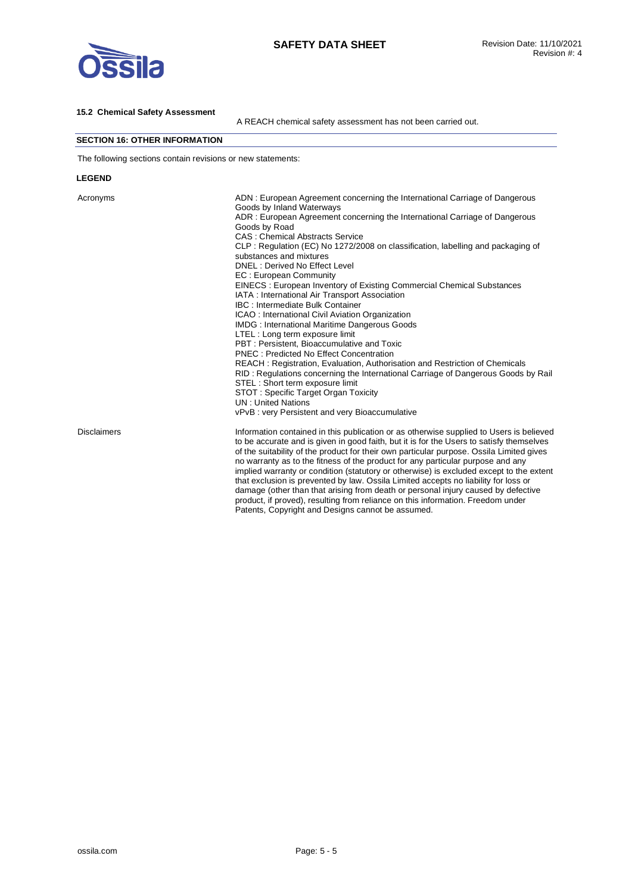### 15.2 Chemical Safety Assessment

A REACH chemical safety assessment has not been carried out.

## SECTION 16: OTHER INFORMATION

The following sections contain revisions or new statements:

**LEGEND**

| | |
|---|---|
| Acronyms | ADN : European Agreement concerning the International Carriage of Dangerous Goods by Inland Waterways<br>ADR : European Agreement concerning the International Carriage of Dangerous Goods by Road<br>CAS : Chemical Abstracts Service<br>CLP : Regulation (EC) No 1272/2008 on classification, labelling and packaging of substances and mixtures<br>DNEL : Derived No Effect Level<br>EC : European Community<br>EINECS : European Inventory of Existing Commercial Chemical Substances<br>IATA : International Air Transport Association<br>IBC : Intermediate Bulk Container<br>ICAO : International Civil Aviation Organization<br>IMDG : International Maritime Dangerous Goods<br>LTEL : Long term exposure limit<br>PBT : Persistent, Bioaccumulative and Toxic<br>PNEC : Predicted No Effect Concentration<br>REACH : Registration, Evaluation, Authorisation and Restriction of Chemicals<br>RID : Regulations concerning the International Carriage of Dangerous Goods by Rail<br>STEL : Short term exposure limit<br>STOT : Specific Target Organ Toxicity<br>UN : United Nations<br>vPvB : very Persistent and very Bioaccumulative |
| Disclaimers | Information contained in this publication or as otherwise supplied to Users is believed to be accurate and is given in good faith, but it is for the Users to satisfy themselves of the suitability of the product for their own particular purpose. Ossila Limited gives no warranty as to the fitness of the product for any particular purpose and any implied warranty or condition (statutory or otherwise) is excluded except to the extent that exclusion is prevented by law. Ossila Limited accepts no liability for loss or damage (other than that arising from death or personal injury caused by defective product, if proved), resulting from reliance on this information. Freedom under Patents, Copyright and Designs cannot be assumed. |